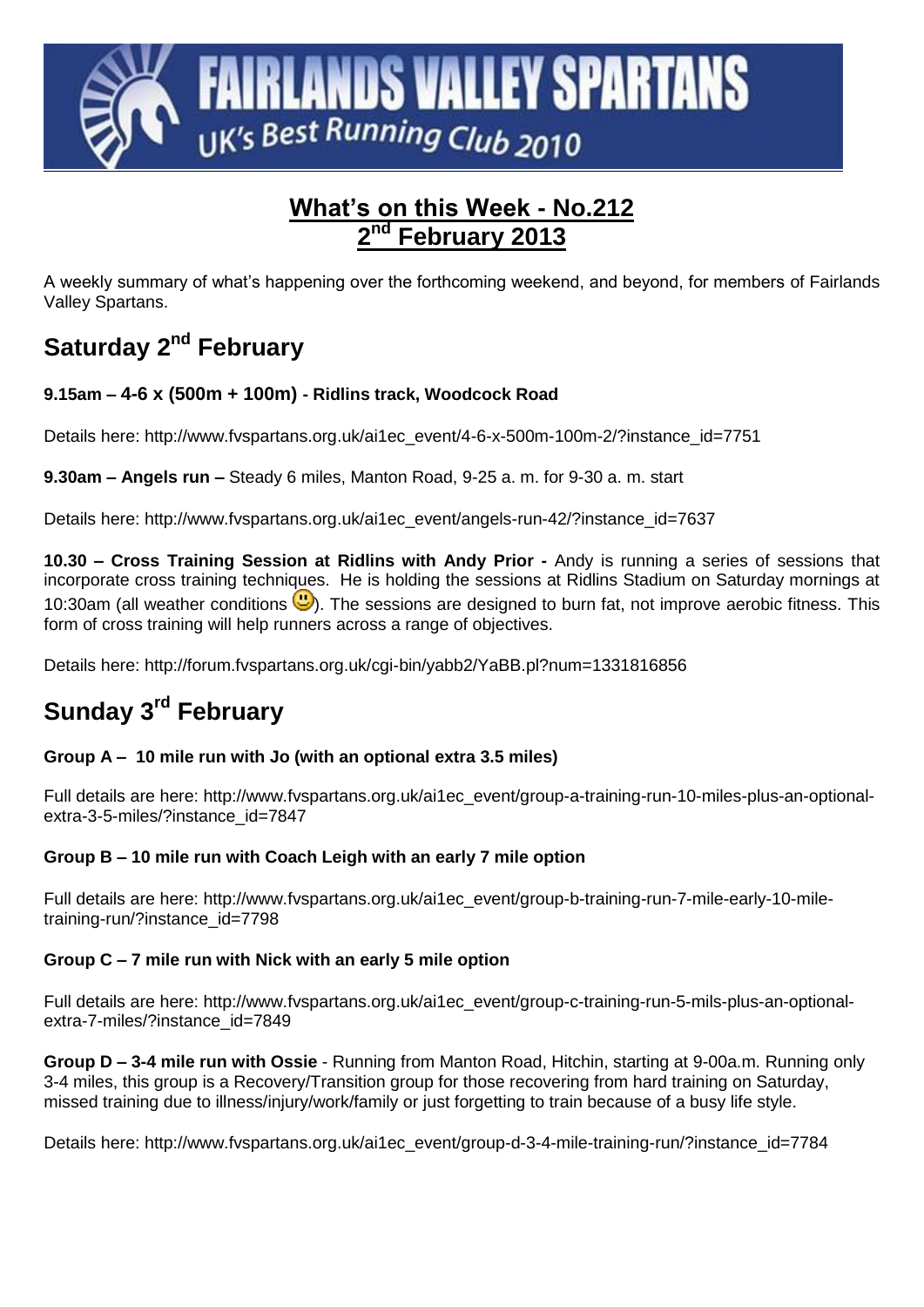# FAIRLANDS VALLEY SPARTANS

UK's Best Running Club 2010

## What's on this Week - No.212
## 2nd February 2013

A weekly summary of what's happening over the forthcoming weekend, and beyond, for members of Fairlands Valley Spartans.

# Saturday 2nd February

**9.15am – 4-6 x (500m + 100m) - Ridlins track, Woodcock Road**

Details here: http://www.fvspartans.org.uk/ai1ec_event/4-6-x-500m-100m-2/?instance_id=7751

**9.30am – Angels run –** Steady 6 miles, Manton Road, 9-25 a. m. for 9-30 a. m. start

Details here: http://www.fvspartans.org.uk/ai1ec_event/angels-run-42/?instance_id=7637

**10.30 – Cross Training Session at Ridlins with Andy Prior -** Andy is running a series of sessions that incorporate cross training techniques. He is holding the sessions at Ridlins Stadium on Saturday mornings at 10:30am (all weather conditions 🙂). The sessions are designed to burn fat, not improve aerobic fitness. This form of cross training will help runners across a range of objectives.

Details here: http://forum.fvspartans.org.uk/cgi-bin/yabb2/YaBB.pl?num=1331816856

# Sunday 3rd February

**Group A – 10 mile run with Jo (with an optional extra 3.5 miles)**

Full details are here: http://www.fvspartans.org.uk/ai1ec_event/group-a-training-run-10-miles-plus-an-optional-extra-3-5-miles/?instance_id=7847

**Group B – 10 mile run with Coach Leigh with an early 7 mile option**

Full details are here: http://www.fvspartans.org.uk/ai1ec_event/group-b-training-run-7-mile-early-10-mile-training-run/?instance_id=7798

**Group C – 7 mile run with Nick with an early 5 mile option**

Full details are here: http://www.fvspartans.org.uk/ai1ec_event/group-c-training-run-5-mils-plus-an-optional-extra-7-miles/?instance_id=7849

**Group D – 3-4 mile run with Ossie** - Running from Manton Road, Hitchin, starting at 9-00a.m. Running only 3-4 miles, this group is a Recovery/Transition group for those recovering from hard training on Saturday, missed training due to illness/injury/work/family or just forgetting to train because of a busy life style.

Details here: http://www.fvspartans.org.uk/ai1ec_event/group-d-3-4-mile-training-run/?instance_id=7784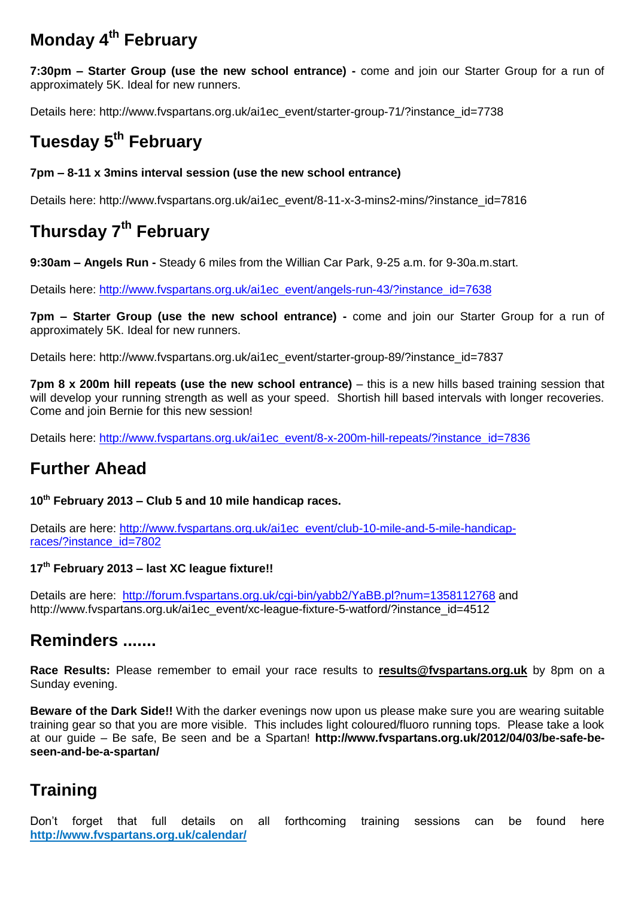## Monday 4th February

**7:30pm – Starter Group (use the new school entrance) -** come and join our Starter Group for a run of approximately 5K. Ideal for new runners.

Details here: http://www.fvspartans.org.uk/ai1ec_event/starter-group-71/?instance_id=7738

## Tuesday 5th February

**7pm – 8-11 x 3mins interval session (use the new school entrance)**

Details here: http://www.fvspartans.org.uk/ai1ec_event/8-11-x-3-mins2-mins/?instance_id=7816

## Thursday 7th February

**9:30am – Angels Run -** Steady 6 miles from the Willian Car Park, 9-25 a.m. for 9-30a.m.start.

Details here: http://www.fvspartans.org.uk/ai1ec_event/angels-run-43/?instance_id=7638

**7pm – Starter Group (use the new school entrance) -** come and join our Starter Group for a run of approximately 5K. Ideal for new runners.

Details here: http://www.fvspartans.org.uk/ai1ec_event/starter-group-89/?instance_id=7837

**7pm 8 x 200m hill repeats (use the new school entrance)** – this is a new hills based training session that will develop your running strength as well as your speed. Shortish hill based intervals with longer recoveries. Come and join Bernie for this new session!

Details here: http://www.fvspartans.org.uk/ai1ec_event/8-x-200m-hill-repeats/?instance_id=7836

## Further Ahead

**10th February 2013 – Club 5 and 10 mile handicap races.**

Details are here: http://www.fvspartans.org.uk/ai1ec_event/club-10-mile-and-5-mile-handicap-races/?instance_id=7802

**17th February 2013 – last XC league fixture!!**

Details are here: http://forum.fvspartans.org.uk/cgi-bin/yabb2/YaBB.pl?num=1358112768 and http://www.fvspartans.org.uk/ai1ec_event/xc-league-fixture-5-watford/?instance_id=4512

## Reminders .......

**Race Results:** Please remember to email your race results to **results@fvspartans.org.uk** by 8pm on a Sunday evening.

**Beware of the Dark Side!!** With the darker evenings now upon us please make sure you are wearing suitable training gear so that you are more visible. This includes light coloured/fluoro running tops. Please take a look at our guide – Be safe, Be seen and be a Spartan! **http://www.fvspartans.org.uk/2012/04/03/be-safe-be-seen-and-be-a-spartan/**

## Training

Don't forget that full details on all forthcoming training sessions can be found here **http://www.fvspartans.org.uk/calendar/**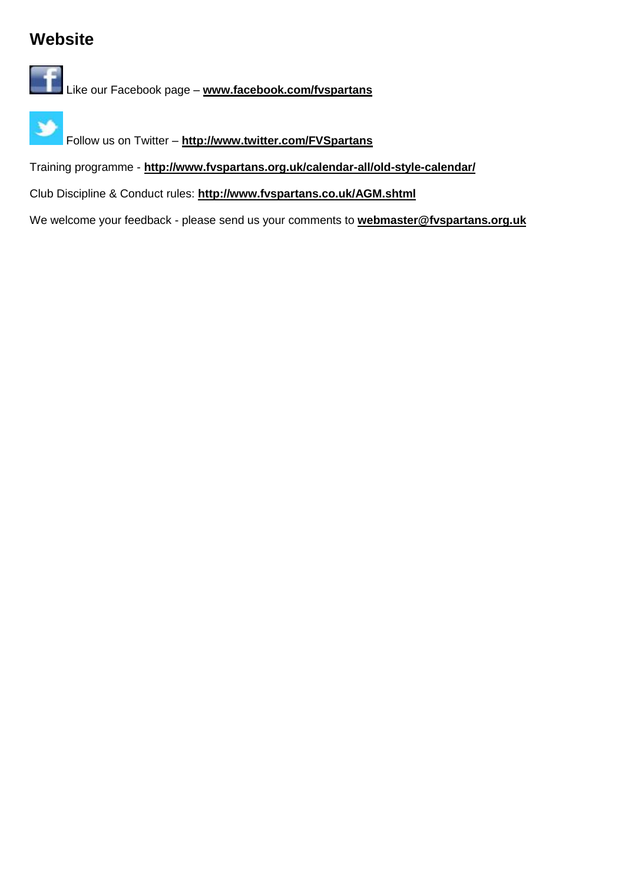## Website

Like our Facebook page – **www.facebook.com/fvspartans**

Follow us on Twitter – **http://www.twitter.com/FVSpartans**

Training programme - **http://www.fvspartans.org.uk/calendar-all/old-style-calendar/**

Club Discipline & Conduct rules: **http://www.fvspartans.co.uk/AGM.shtml**

We welcome your feedback - please send us your comments to **webmaster@fvspartans.org.uk**